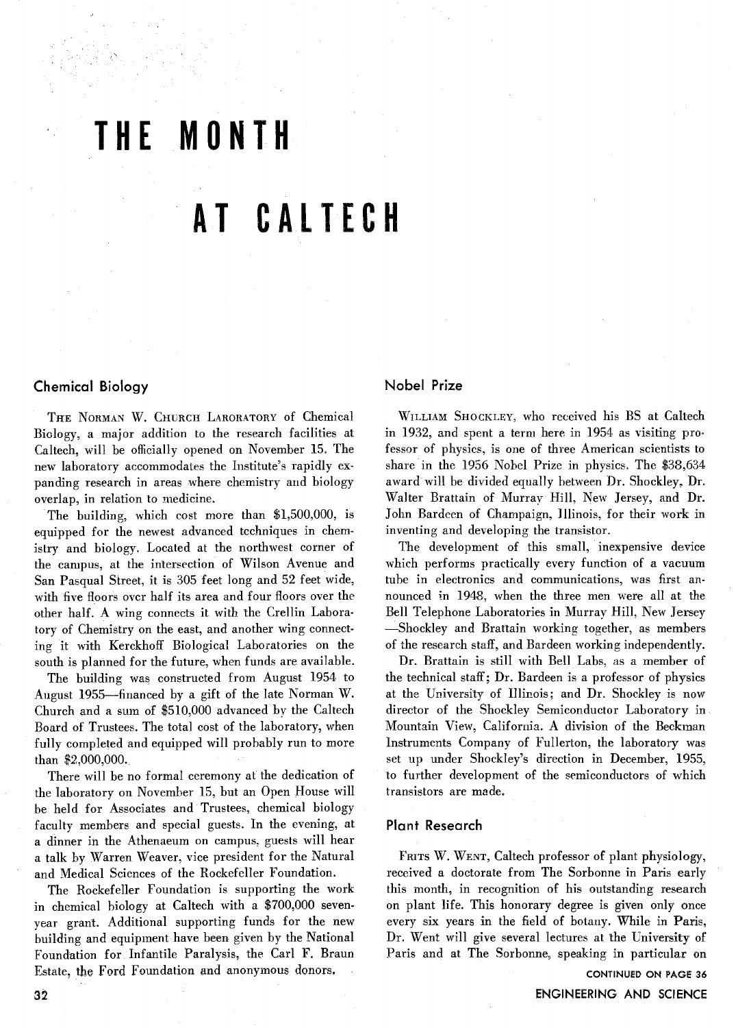# THE MONTH AT CALTECH

## Chemical Biology

THE NORMAN W. CHURCH LABORATORY of Chemical Biology, a major addition to the research facilities at Caltech, will be officially opened on November 15. The new laboratory accommodates the Institute's rapidly expanding research in areas where chemistry and biology overlap, in relation to medicine.

The building, which cost more than $1,500,000, is equipped for the newest advanced techniques in chemistry and biology. Located at the northwest corner of the campus, at the intersection of Wilson Avenue and San Pasqual Street, it is 305 feet long and 52 feet wide, with five floors over half its area and four floors over the other half. A wing connects it with the Crellin Laboratory of Chemistry on the east, and another wing connecting it with Kerckhoff Biological Laboratories on the south is planned for the future, when funds are available.

The building was constructed from August 1954 to August 1955—financed by a gift of the late Norman W. Church and a sum of $510,000 advanced by the Caltech Board of Trustees. The total cost of the laboratory, when fully completed and equipped will probably run to more than $2,000,000.

There will be no formal ceremony at the dedication of the laboratory on November 15, but an Open House will be held for Associates and Trustees, chemical biology faculty members and special guests. In the evening, at a dinner in the Athenaeum on campus, guests will hear a talk by Warren Weaver, vice president for the Natural and Medical Sciences of the Rockefeller Foundation.

The Rockefeller Foundation is supporting the work in chemical biology at Caltech with a $700,000 seven-year grant. Additional supporting funds for the new building and equipment have been given by the National Foundation for Infantile Paralysis, the Carl F. Braun Estate, the Ford Foundation and anonymous donors.

## Nobel Prize

WILLIAM SHOCKLEY, who received his BS at Caltech in 1932, and spent a term here in 1954 as visiting professor of physics, is one of three American scientists to share in the 1956 Nobel Prize in physics. The $38,634 award will be divided equally between Dr. Shockley, Dr. Walter Brattain of Murray Hill, New Jersey, and Dr. John Bardeen of Champaign, Illinois, for their work in inventing and developing the transistor.

The development of this small, inexpensive device which performs practically every function of a vacuum tube in electronics and communications, was first announced in 1948, when the three men were all at the Bell Telephone Laboratories in Murray Hill, New Jersey—Shockley and Brattain working together, as members of the research staff, and Bardeen working independently.

Dr. Brattain is still with Bell Labs, as a member of the technical staff; Dr. Bardeen is a professor of physics at the University of Illinois; and Dr. Shockley is now director of the Shockley Semiconductor Laboratory in Mountain View, California. A division of the Beckman Instruments Company of Fullerton, the laboratory was set up under Shockley's direction in December, 1955, to further development of the semiconductors of which transistors are made.

## Plant Research

FRITS W. WENT, Caltech professor of plant physiology, received a doctorate from The Sorbonne in Paris early this month, in recognition of his outstanding research on plant life. This honorary degree is given only once every six years in the field of botany. While in Paris, Dr. Went will give several lectures at the University of Paris and at The Sorbonne, speaking in particular on

CONTINUED ON PAGE 36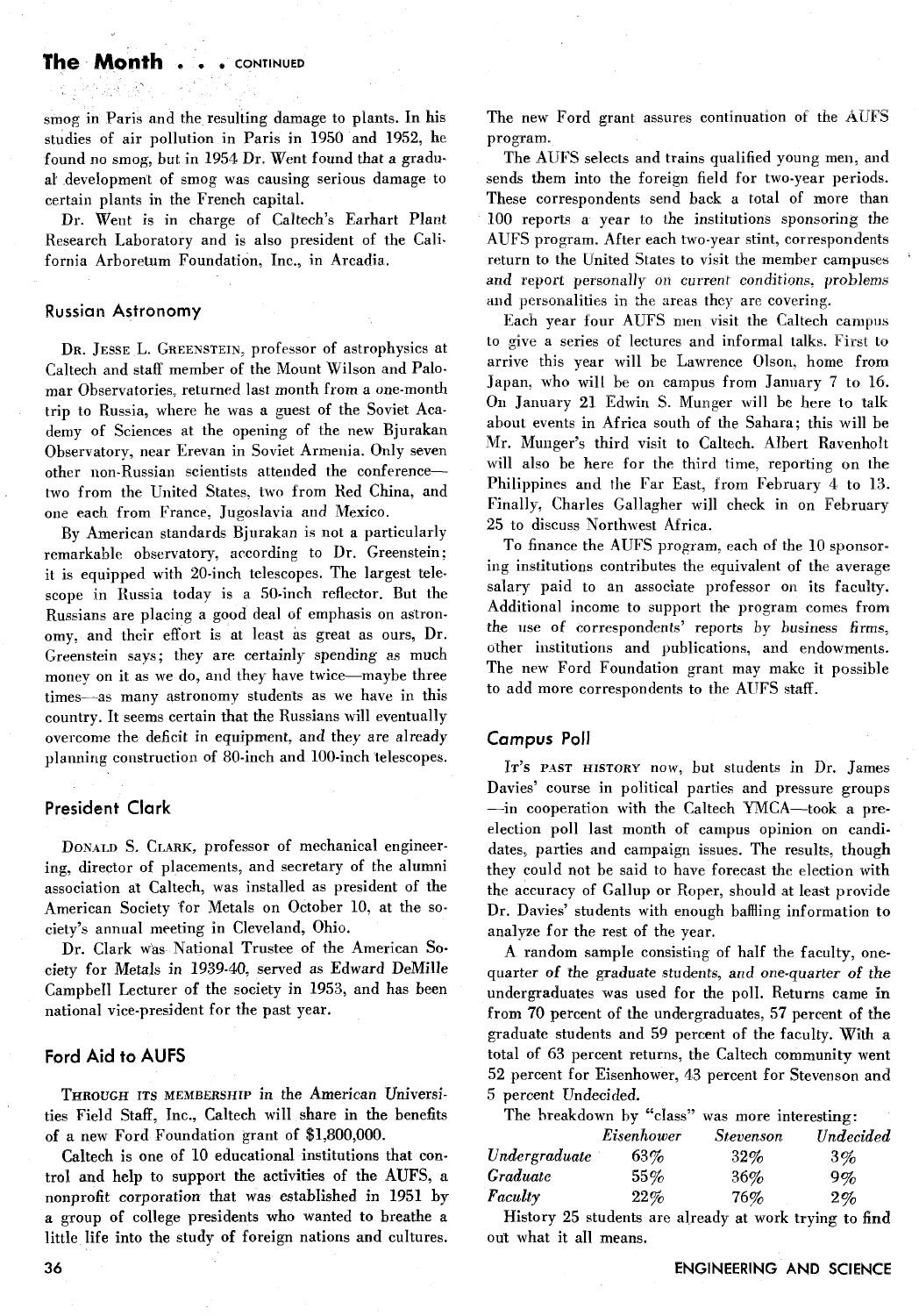## The Month . . . CONTINUED

smog in Paris and the resulting damage to plants. In his studies of air pollution in Paris in 1950 and 1952, he found no smog, but in 1954 Dr. Went found that a gradual development of smog was causing serious damage to certain plants in the French capital.

Dr. Went is in charge of Caltech's Earhart Plant Research Laboratory and is also president of the California Arboretum Foundation, Inc., in Arcadia.

### Russian Astronomy

DR. JESSE L. GREENSTEIN, professor of astrophysics at Caltech and staff member of the Mount Wilson and Palomar Observatories, returned last month from a one-month trip to Russia, where he was a guest of the Soviet Academy of Sciences at the opening of the new Bjurakan Observatory, near Erevan in Soviet Armenia. Only seven other non-Russian scientists attended the conference—two from the United States, two from Red China, and one each from France, Jugoslavia and Mexico.

By American standards Bjurakan is not a particularly remarkable observatory, according to Dr. Greenstein; it is equipped with 20-inch telescopes. The largest telescope in Russia today is a 50-inch reflector. But the Russians are placing a good deal of emphasis on astronomy, and their effort is at least as great as ours, Dr. Greenstein says; they are certainly spending as much money on it as we do, and they have twice—maybe three times—as many astronomy students as we have in this country. It seems certain that the Russians will eventually overcome the deficit in equipment, and they are already planning construction of 80-inch and 100-inch telescopes.

### President Clark

DONALD S. CLARK, professor of mechanical engineering, director of placements, and secretary of the alumni association at Caltech, was installed as president of the American Society for Metals on October 10, at the society's annual meeting in Cleveland, Ohio.

Dr. Clark was National Trustee of the American Society for Metals in 1939-40, served as Edward DeMille Campbell Lecturer of the society in 1953, and has been national vice-president for the past year.

### Ford Aid to AUFS

THROUGH ITS MEMBERSHIP in the American Universities Field Staff, Inc., Caltech will share in the benefits of a new Ford Foundation grant of $1,800,000.

Caltech is one of 10 educational institutions that control and help to support the activities of the AUFS, a nonprofit corporation that was established in 1951 by a group of college presidents who wanted to breathe a little life into the study of foreign nations and cultures. The new Ford grant assures continuation of the AUFS program.

The AUFS selects and trains qualified young men, and sends them into the foreign field for two-year periods. These correspondents send back a total of more than 100 reports a year to the institutions sponsoring the AUFS program. After each two-year stint, correspondents return to the United States to visit the member campuses and report personally on current conditions, problems and personalities in the areas they are covering.

Each year four AUFS men visit the Caltech campus to give a series of lectures and informal talks. First to arrive this year will be Lawrence Olson, home from Japan, who will be on campus from January 7 to 16. On January 21 Edwin S. Munger will be here to talk about events in Africa south of the Sahara; this will be Mr. Munger's third visit to Caltech. Albert Ravenholt will also be here for the third time, reporting on the Philippines and the Far East, from February 4 to 13. Finally, Charles Gallagher will check in on February 25 to discuss Northwest Africa.

To finance the AUFS program, each of the 10 sponsoring institutions contributes the equivalent of the average salary paid to an associate professor on its faculty. Additional income to support the program comes from the use of correspondents' reports by business firms, other institutions and publications, and endowments. The new Ford Foundation grant may make it possible to add more correspondents to the AUFS staff.

### Campus Poll

IT'S PAST HISTORY now, but students in Dr. James Davies' course in political parties and pressure groups—in cooperation with the Caltech YMCA—took a pre-election poll last month of campus opinion on candidates, parties and campaign issues. The results, though they could not be said to have forecast the election with the accuracy of Gallup or Roper, should at least provide Dr. Davies' students with enough baffling information to analyze for the rest of the year.

A random sample consisting of half the faculty, one-quarter of the graduate students, and one-quarter of the undergraduates was used for the poll. Returns came in from 70 percent of the undergraduates, 57 percent of the graduate students and 59 percent of the faculty. With a total of 63 percent returns, the Caltech community went 52 percent for Eisenhower, 43 percent for Stevenson and 5 percent Undecided.

The breakdown by "class" was more interesting:

| | *Eisenhower* | *Stevenson* | *Undecided* |
|---|---|---|---|
| *Undergraduate* | 63% | 32% | 3% |
| *Graduate* | 55% | 36% | 9% |
| *Faculty* | 22% | 76% | 2% |

History 25 students are already at work trying to find out what it all means.